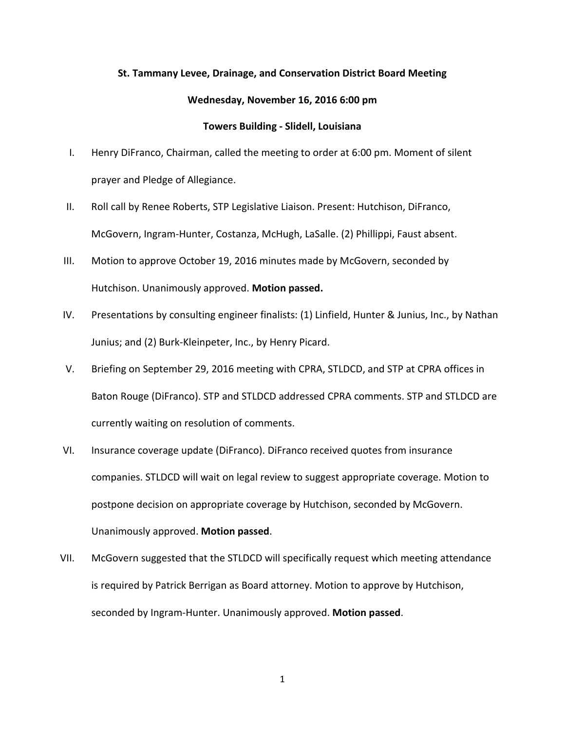**St. Tammany Levee, Drainage, and Conservation District Board Meeting**

**Wednesday, November 16, 2016 6:00 pm**

**Towers Building - Slidell, Louisiana**

I. Henry DiFranco, Chairman, called the meeting to order at 6:00 pm. Moment of silent prayer and Pledge of Allegiance.

II. Roll call by Renee Roberts, STP Legislative Liaison. Present: Hutchison, DiFranco, McGovern, Ingram-Hunter, Costanza, McHugh, LaSalle. (2) Phillippi, Faust absent.

III. Motion to approve October 19, 2016 minutes made by McGovern, seconded by Hutchison. Unanimously approved. **Motion passed.**

IV. Presentations by consulting engineer finalists: (1) Linfield, Hunter & Junius, Inc., by Nathan Junius; and (2) Burk-Kleinpeter, Inc., by Henry Picard.

V. Briefing on September 29, 2016 meeting with CPRA, STLDCD, and STP at CPRA offices in Baton Rouge (DiFranco). STP and STLDCD addressed CPRA comments. STP and STLDCD are currently waiting on resolution of comments.

VI. Insurance coverage update (DiFranco). DiFranco received quotes from insurance companies. STLDCD will wait on legal review to suggest appropriate coverage. Motion to postpone decision on appropriate coverage by Hutchison, seconded by McGovern. Unanimously approved. **Motion passed**.

VII. McGovern suggested that the STLDCD will specifically request which meeting attendance is required by Patrick Berrigan as Board attorney. Motion to approve by Hutchison, seconded by Ingram-Hunter. Unanimously approved. **Motion passed**.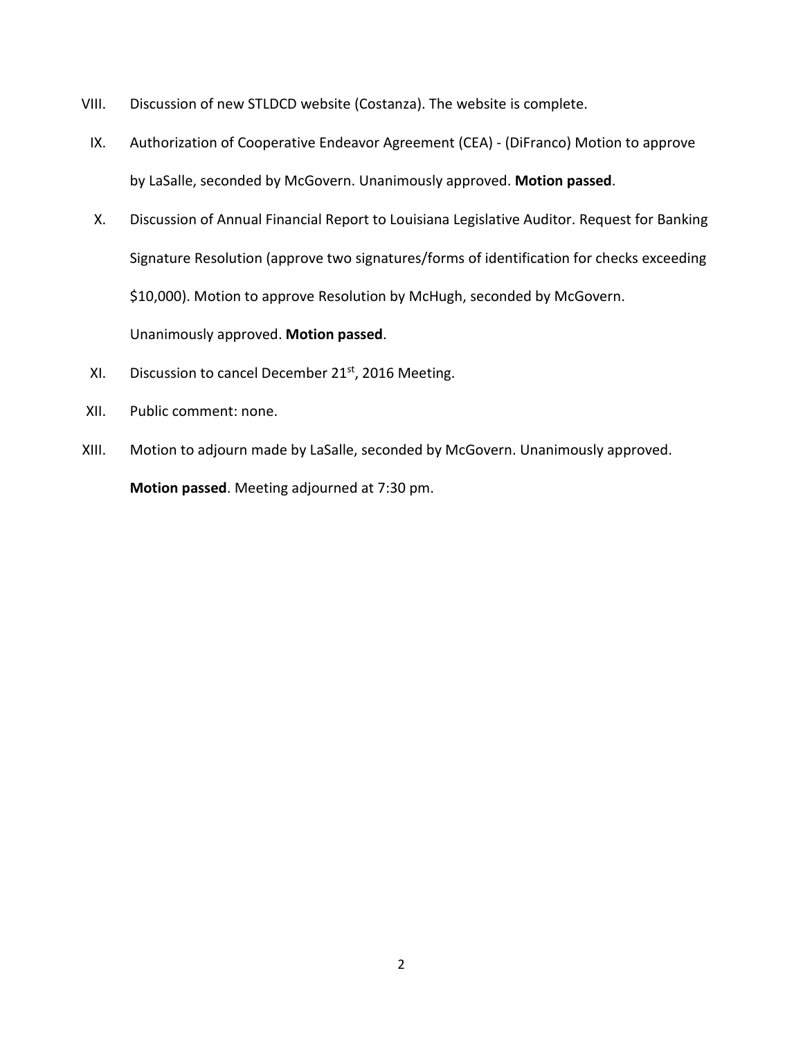VIII. Discussion of new STLDCD website (Costanza). The website is complete.

IX. Authorization of Cooperative Endeavor Agreement (CEA) - (DiFranco) Motion to approve by LaSalle, seconded by McGovern. Unanimously approved. **Motion passed**.

X. Discussion of Annual Financial Report to Louisiana Legislative Auditor. Request for Banking Signature Resolution (approve two signatures/forms of identification for checks exceeding $10,000). Motion to approve Resolution by McHugh, seconded by McGovern. Unanimously approved. **Motion passed**.

XI. Discussion to cancel December 21st, 2016 Meeting.

XII. Public comment: none.

XIII. Motion to adjourn made by LaSalle, seconded by McGovern. Unanimously approved. **Motion passed**. Meeting adjourned at 7:30 pm.